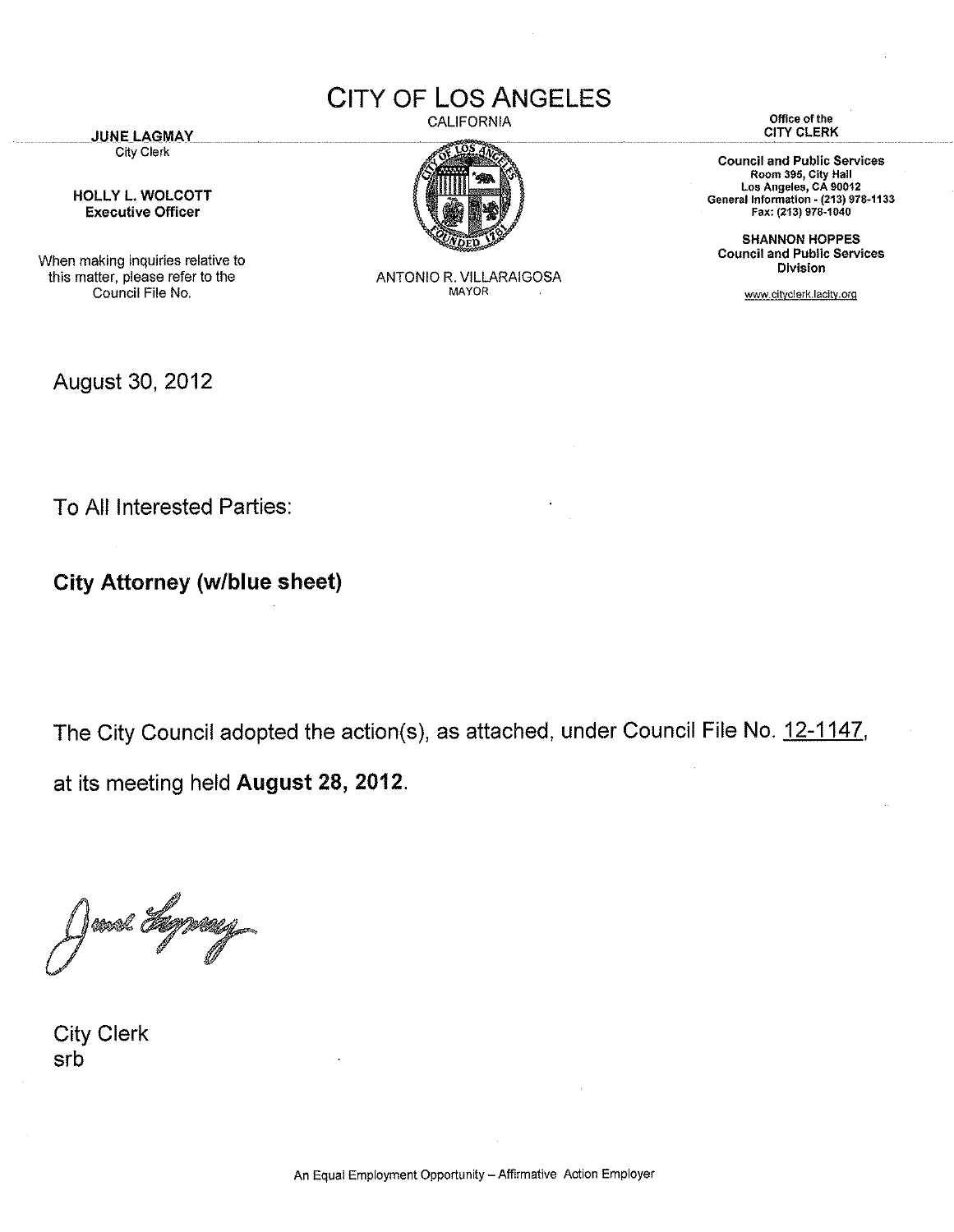# CITY OF LOS ANGELES

CALIFORNIA

**JUNE LAGMAY**
City Clerk

**HOLLY L. WOLCOTT**
**Executive Officer**

When making inquiries relative to this matter, please refer to the Council File No.

ANTONIO R. VILLARAIGOSA
MAYOR

Office of the
**CITY CLERK**

**Council and Public Services**
**Room 395, City Hall**
**Los Angeles, CA 90012**
**General Information - (213) 978-1133**
**Fax: (213) 978-1040**

**SHANNON HOPPES**
**Council and Public Services Division**

www.cityclerk.lacity.org

August 30, 2012

To All Interested Parties:

**City Attorney (w/blue sheet)**

The City Council adopted the action(s), as attached, under Council File No. 12-1147, at its meeting held **August 28, 2012**.

City Clerk
srb

An Equal Employment Opportunity – Affirmative Action Employer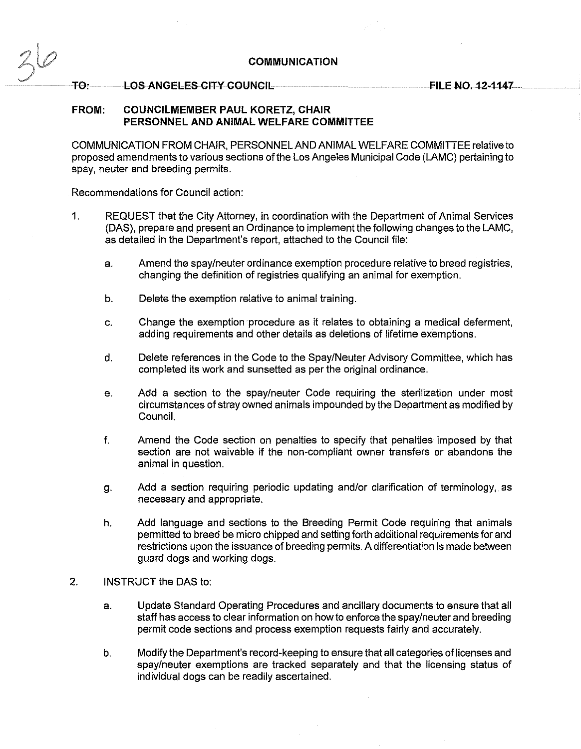## COMMUNICATION

**TO: LOS ANGELES CITY COUNCIL** **FILE NO. 12-1147**

**FROM: COUNCILMEMBER PAUL KORETZ, CHAIR**
**PERSONNEL AND ANIMAL WELFARE COMMITTEE**

COMMUNICATION FROM CHAIR, PERSONNEL AND ANIMAL WELFARE COMMITTEE relative to proposed amendments to various sections of the Los Angeles Municipal Code (LAMC) pertaining to spay, neuter and breeding permits.

Recommendations for Council action:

1. REQUEST that the City Attorney, in coordination with the Department of Animal Services (DAS), prepare and present an Ordinance to implement the following changes to the LAMC, as detailed in the Department's report, attached to the Council file:

   a. Amend the spay/neuter ordinance exemption procedure relative to breed registries, changing the definition of registries qualifying an animal for exemption.

   b. Delete the exemption relative to animal training.

   c. Change the exemption procedure as it relates to obtaining a medical deferment, adding requirements and other details as deletions of lifetime exemptions.

   d. Delete references in the Code to the Spay/Neuter Advisory Committee, which has completed its work and sunsetted as per the original ordinance.

   e. Add a section to the spay/neuter Code requiring the sterilization under most circumstances of stray owned animals impounded by the Department as modified by Council.

   f. Amend the Code section on penalties to specify that penalties imposed by that section are not waivable if the non-compliant owner transfers or abandons the animal in question.

   g. Add a section requiring periodic updating and/or clarification of terminology, as necessary and appropriate.

   h. Add language and sections to the Breeding Permit Code requiring that animals permitted to breed be micro chipped and setting forth additional requirements for and restrictions upon the issuance of breeding permits. A differentiation is made between guard dogs and working dogs.

2. INSTRUCT the DAS to:

   a. Update Standard Operating Procedures and ancillary documents to ensure that all staff has access to clear information on how to enforce the spay/neuter and breeding permit code sections and process exemption requests fairly and accurately.

   b. Modify the Department's record-keeping to ensure that all categories of licenses and spay/neuter exemptions are tracked separately and that the licensing status of individual dogs can be readily ascertained.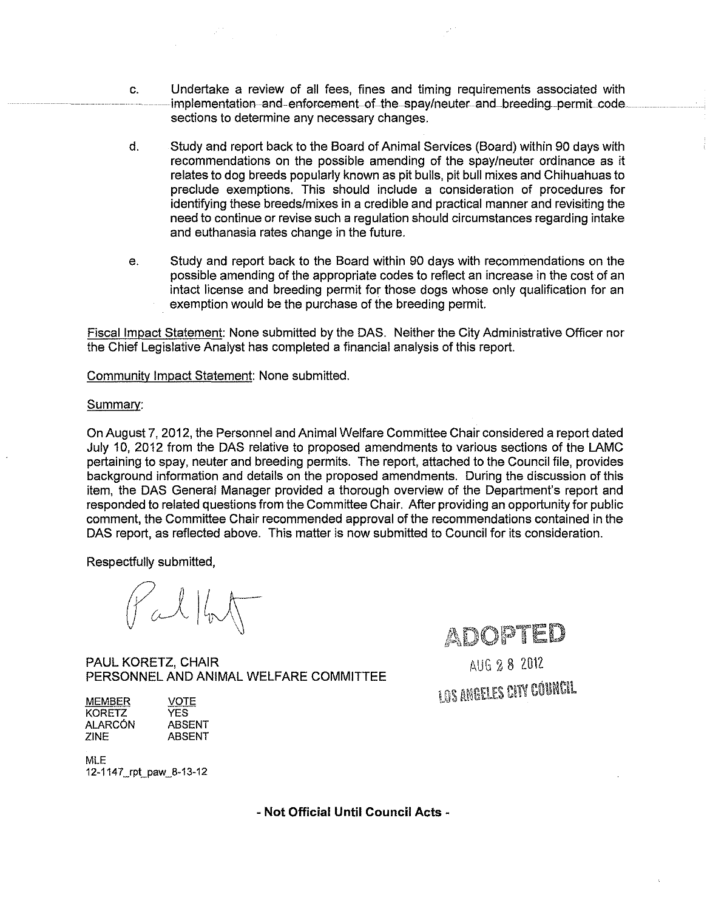c. Undertake a review of all fees, fines and timing requirements associated with implementation and enforcement of the spay/neuter and breeding permit code sections to determine any necessary changes.

d. Study and report back to the Board of Animal Services (Board) within 90 days with recommendations on the possible amending of the spay/neuter ordinance as it relates to dog breeds popularly known as pit bulls, pit bull mixes and Chihuahuas to preclude exemptions. This should include a consideration of procedures for identifying these breeds/mixes in a credible and practical manner and revisiting the need to continue or revise such a regulation should circumstances regarding intake and euthanasia rates change in the future.

e. Study and report back to the Board within 90 days with recommendations on the possible amending of the appropriate codes to reflect an increase in the cost of an intact license and breeding permit for those dogs whose only qualification for an exemption would be the purchase of the breeding permit.

Fiscal Impact Statement: None submitted by the DAS. Neither the City Administrative Officer nor the Chief Legislative Analyst has completed a financial analysis of this report.

Community Impact Statement: None submitted.

Summary:

On August 7, 2012, the Personnel and Animal Welfare Committee Chair considered a report dated July 10, 2012 from the DAS relative to proposed amendments to various sections of the LAMC pertaining to spay, neuter and breeding permits. The report, attached to the Council file, provides background information and details on the proposed amendments. During the discussion of this item, the DAS General Manager provided a thorough overview of the Department's report and responded to related questions from the Committee Chair. After providing an opportunity for public comment, the Committee Chair recommended approval of the recommendations contained in the DAS report, as reflected above. This matter is now submitted to Council for its consideration.

Respectfully submitted,

PAUL KORETZ, CHAIR
PERSONNEL AND ANIMAL WELFARE COMMITTEE

ADOPTED

AUG 28 2012

LOS ANGELES CITY COUNCIL

| MEMBER | VOTE |
| --- | --- |
| KORETZ | YES |
| ALARCÓN | ABSENT |
| ZINE | ABSENT |

MLE
12-1147_rpt_paw_8-13-12

**- Not Official Until Council Acts -**